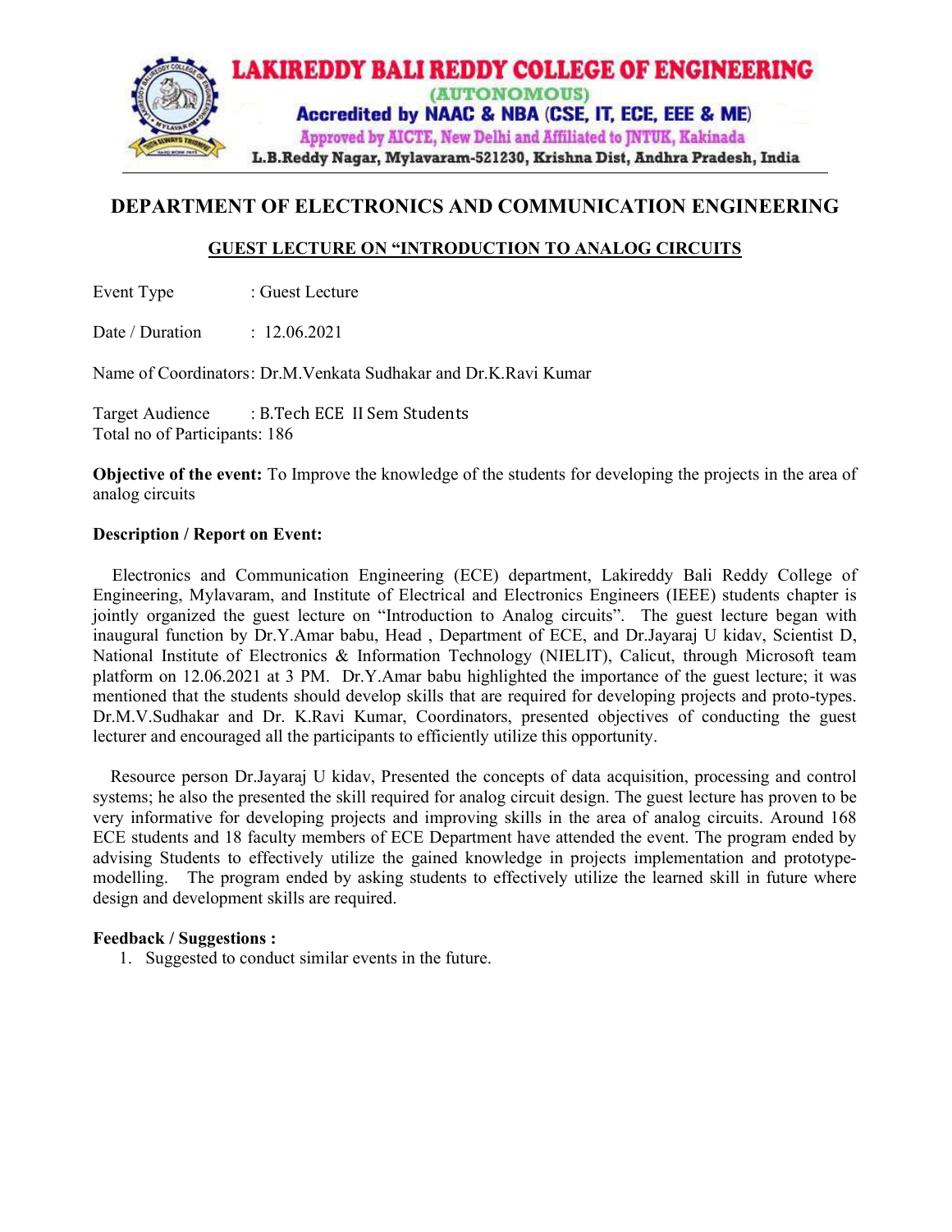# LAKIREDDY BALI REDDY COLLEGE OF ENGINEERING

(AUTONOMOUS)

Accredited by NAAC & NBA (CSE, IT, ECE, EEE & ME)

Approved by AICTE, New Delhi and Affiliated to JNTUK, Kakinada

L.B.Reddy Nagar, Mylavaram-521230, Krishna Dist, Andhra Pradesh, India

## DEPARTMENT OF ELECTRONICS AND COMMUNICATION ENGINEERING

### GUEST LECTURE ON "INTRODUCTION TO ANALOG CIRCUITS

Event Type : Guest Lecture

Date / Duration : 12.06.2021

Name of Coordinators: Dr.M.Venkata Sudhakar and Dr.K.Ravi Kumar

Target Audience : B.Tech ECE II Sem Students
Total no of Participants: 186

**Objective of the event:** To Improve the knowledge of the students for developing the projects in the area of analog circuits

**Description / Report on Event:**

Electronics and Communication Engineering (ECE) department, Lakireddy Bali Reddy College of Engineering, Mylavaram, and Institute of Electrical and Electronics Engineers (IEEE) students chapter is jointly organized the guest lecture on "Introduction to Analog circuits". The guest lecture began with inaugural function by Dr.Y.Amar babu, Head , Department of ECE, and Dr.Jayaraj U kidav, Scientist D, National Institute of Electronics & Information Technology (NIELIT), Calicut, through Microsoft team platform on 12.06.2021 at 3 PM. Dr.Y.Amar babu highlighted the importance of the guest lecture; it was mentioned that the students should develop skills that are required for developing projects and proto-types. Dr.M.V.Sudhakar and Dr. K.Ravi Kumar, Coordinators, presented objectives of conducting the guest lecturer and encouraged all the participants to efficiently utilize this opportunity.

Resource person Dr.Jayaraj U kidav, Presented the concepts of data acquisition, processing and control systems; he also the presented the skill required for analog circuit design. The guest lecture has proven to be very informative for developing projects and improving skills in the area of analog circuits. Around 168 ECE students and 18 faculty members of ECE Department have attended the event. The program ended by advising Students to effectively utilize the gained knowledge in projects implementation and prototype-modelling. The program ended by asking students to effectively utilize the learned skill in future where design and development skills are required.

**Feedback / Suggestions :**

1. Suggested to conduct similar events in the future.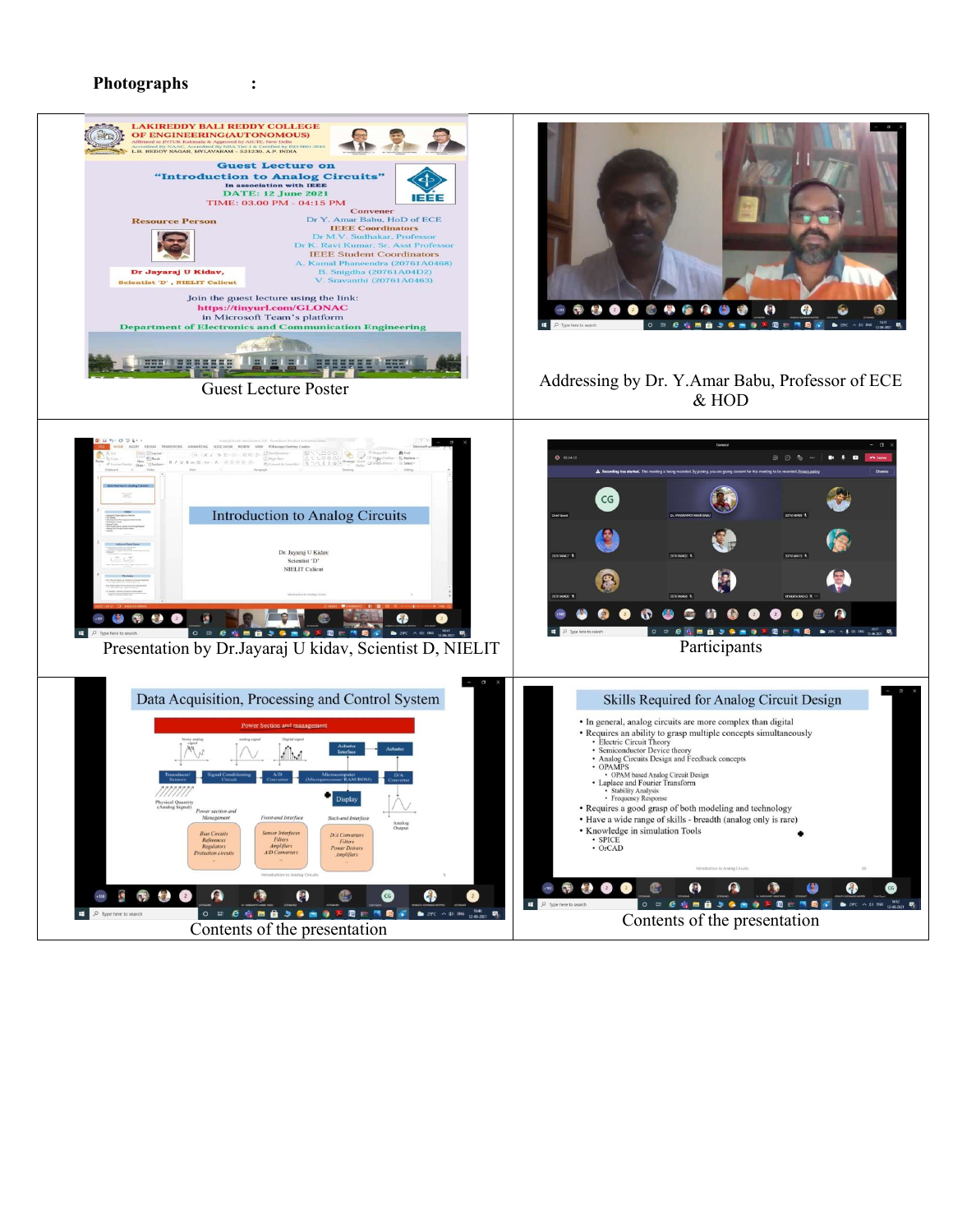**Photographs :**

| | |
|---|---|
| Guest Lecture Poster | Addressing by Dr. Y.Amar Babu, Professor of ECE & HOD |
| Presentation by Dr.Jayaraj U kidav, Scientist D, NIELIT | Participants |
| Contents of the presentation | Contents of the presentation |